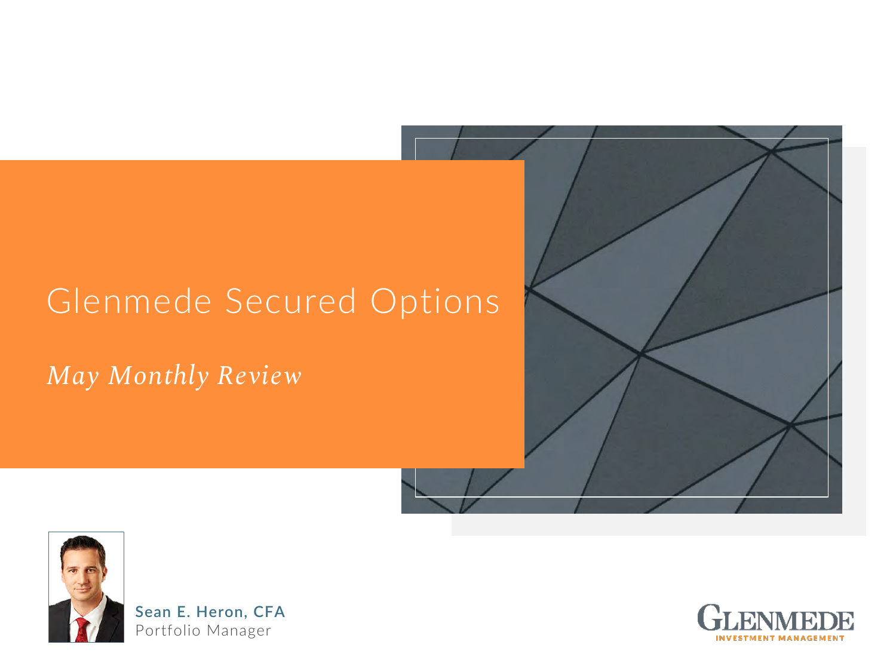# Glenmede Secured Options

*May Monthly Review*

**Sean E. Heron, CFA**
Portfolio Manager

GLENMEDE
INVESTMENT MANAGEMENT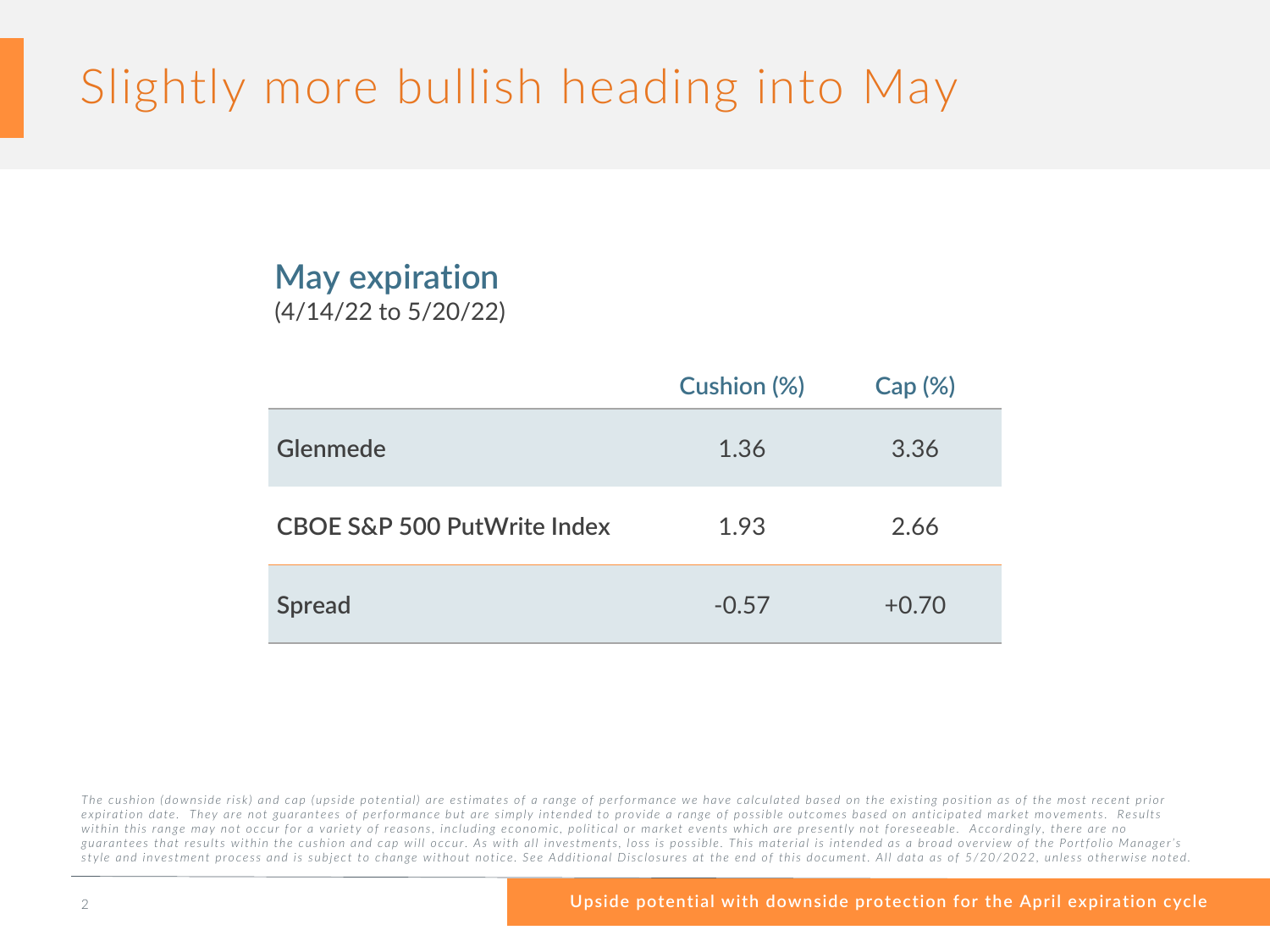# Slightly more bullish heading into May

## May expiration

(4/14/22 to 5/20/22)

| | Cushion (%) | Cap (%) |
|---|---|---|
| **Glenmede** | 1.36 | 3.36 |
| **CBOE S&P 500 PutWrite Index** | 1.93 | 2.66 |
| **Spread** | -0.57 | +0.70 |

*The cushion (downside risk) and cap (upside potential) are estimates of a range of performance we have calculated based on the existing position as of the most recent prior expiration date. They are not guarantees of performance but are simply intended to provide a range of possible outcomes based on anticipated market movements. Results within this range may not occur for a variety of reasons, including economic, political or market events which are presently not foreseeable. Accordingly, there are no guarantees that results within the cushion and cap will occur. As with all investments, loss is possible. This material is intended as a broad overview of the Portfolio Manager's style and investment process and is subject to change without notice. See Additional Disclosures at the end of this document. All data as of 5/20/2022, unless otherwise noted.*

Upside potential with downside protection for the April expiration cycle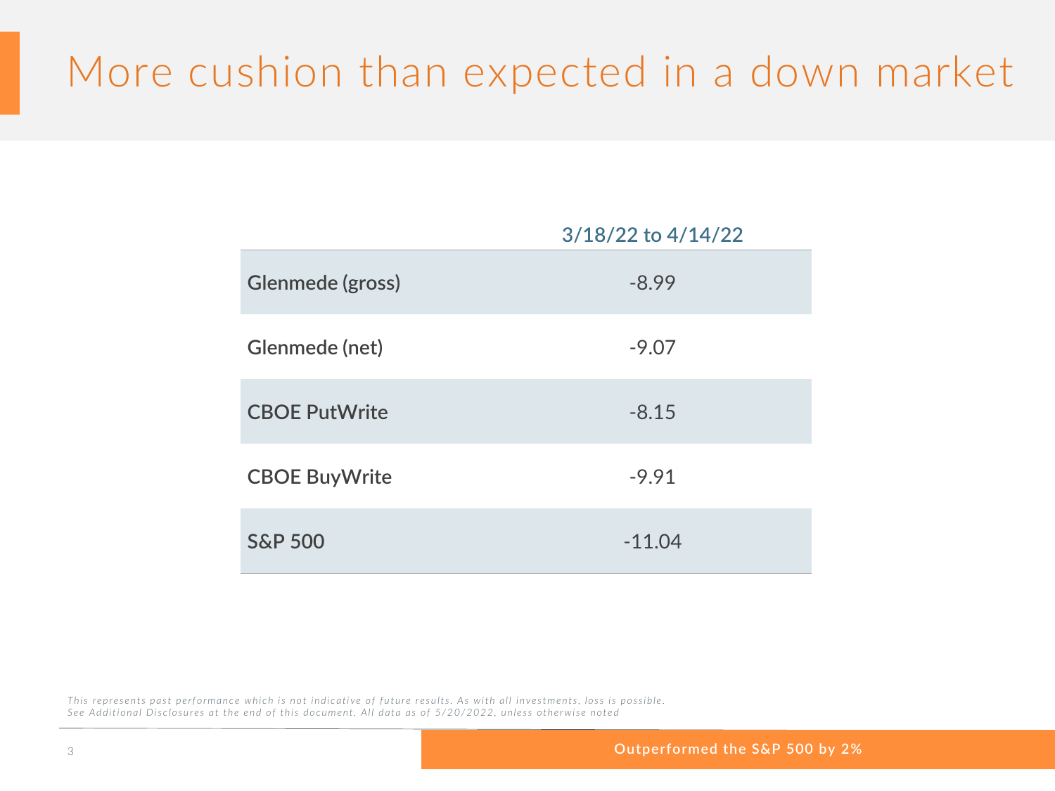# More cushion than expected in a down market

| | 3/18/22 to 4/14/22 |
|---|---|
| **Glenmede (gross)** | -8.99 |
| **Glenmede (net)** | -9.07 |
| **CBOE PutWrite** | -8.15 |
| **CBOE BuyWrite** | -9.91 |
| **S&P 500** | -11.04 |

*This represents past performance which is not indicative of future results. As with all investments, loss is possible.*
*See Additional Disclosures at the end of this document. All data as of 5/20/2022, unless otherwise noted*

Outperformed the S&P 500 by 2%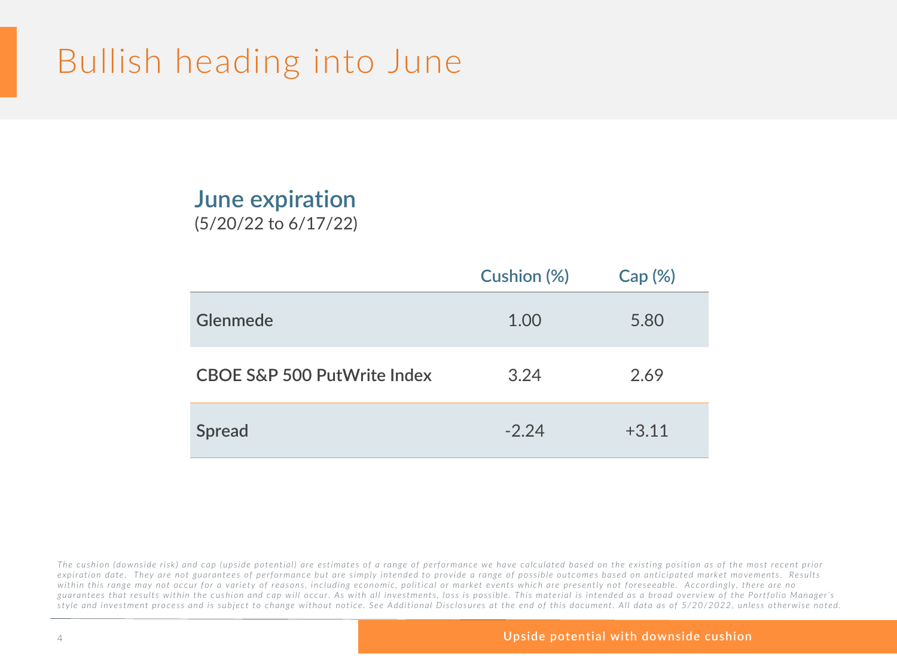# Bullish heading into June

## June expiration

(5/20/22 to 6/17/22)

| | Cushion (%) | Cap (%) |
| --- | --- | --- |
| **Glenmede** | 1.00 | 5.80 |
| **CBOE S&P 500 PutWrite Index** | 3.24 | 2.69 |
| **Spread** | -2.24 | +3.11 |

*The cushion (downside risk) and cap (upside potential) are estimates of a range of performance we have calculated based on the existing position as of the most recent prior expiration date. They are not guarantees of performance but are simply intended to provide a range of possible outcomes based on anticipated market movements. Results within this range may not occur for a variety of reasons, including economic, political or market events which are presently not foreseeable. Accordingly, there are no guarantees that results within the cushion and cap will occur. As with all investments, loss is possible. This material is intended as a broad overview of the Portfolio Manager's style and investment process and is subject to change without notice. See Additional Disclosures at the end of this document. All data as of 5/20/2022, unless otherwise noted.*

Upside potential with downside cushion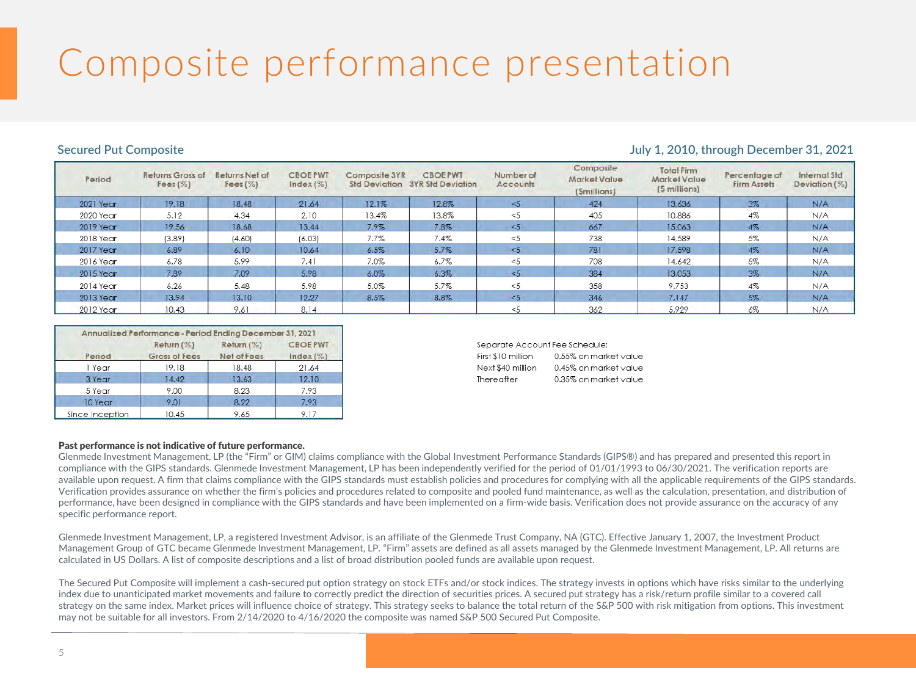# Composite performance presentation

**Secured Put Composite** — **July 1, 2010, through December 31, 2021**

| Period | Returns Gross of Fees (%) | Returns Net of Fees (%) | CBOE PWT Index (%) | Composite 3YR Std Deviation | CBOE PWT 3YR Std Deviation | Number of Accounts | Composite Market Value ($millions) | Total Firm Market Value ($ millions) | Percentage of Firm Assets | Internal Std Deviation (%) |
|---|---|---|---|---|---|---|---|---|---|---|
| 2021 Year | 19.18 | 18.48 | 21.64 | 12.1% | 12.8% | <5 | 424 | 13,636 | 3% | N/A |
| 2020 Year | 5.12 | 4.34 | 2.10 | 13.4% | 13.8% | <5 | 405 | 10,886 | 4% | N/A |
| 2019 Year | 19.56 | 18.68 | 13.44 | 7.9% | 7.8% | <5 | 667 | 15,063 | 4% | N/A |
| 2018 Year | (3.89) | (4.60) | (6.03) | 7.7% | 7.4% | <5 | 738 | 14,589 | 5% | N/A |
| 2017 Year | 6.89 | 6.10 | 10.64 | 6.5% | 5.7% | <5 | 781 | 17,598 | 4% | N/A |
| 2016 Year | 6.78 | 5.99 | 7.41 | 7.0% | 6.7% | <5 | 708 | 14,642 | 5% | N/A |
| 2015 Year | 7.89 | 7.09 | 5.98 | 6.0% | 6.3% | <5 | 384 | 13,053 | 3% | N/A |
| 2014 Year | 6.26 | 5.48 | 5.98 | 5.0% | 5.7% | <5 | 358 | 9,753 | 4% | N/A |
| 2013 Year | 13.94 | 13.10 | 12.27 | 8.5% | 8.8% | <5 | 346 | 7,147 | 5% | N/A |
| 2012 Year | 10.43 | 9.61 | 8.14 | | | <5 | 362 | 5,929 | 6% | N/A |

| Annualized Performance - Period Ending December 31, 2021 | | | |
|---|---|---|---|
| Period | Return (%) Gross of Fees | Return (%) Net of Fees | CBOE PWT Index (%) |
| 1 Year | 19.18 | 18.48 | 21.64 |
| 3 Year | 14.42 | 13.63 | 12.10 |
| 5 Year | 9.00 | 8.23 | 7.93 |
| 10 Year | 9.01 | 8.22 | 7.93 |
| Since Inception | 10.45 | 9.65 | 9.17 |

Separate Account Fee Schedule:

| | |
|---|---|
| First $10 million | 0.55% on market value |
| Next $40 million | 0.45% on market value |
| Thereafter | 0.35% on market value |

**Past performance is not indicative of future performance.**

Glenmede Investment Management, LP (the "Firm" or GIM) claims compliance with the Global Investment Performance Standards (GIPS®) and has prepared and presented this report in compliance with the GIPS standards. Glenmede Investment Management, LP has been independently verified for the period of 01/01/1993 to 06/30/2021. The verification reports are available upon request. A firm that claims compliance with the GIPS standards must establish policies and procedures for complying with all the applicable requirements of the GIPS standards. Verification provides assurance on whether the firm's policies and procedures related to composite and pooled fund maintenance, as well as the calculation, presentation, and distribution of performance, have been designed in compliance with the GIPS standards and have been implemented on a firm-wide basis. Verification does not provide assurance on the accuracy of any specific performance report.

Glenmede Investment Management, LP, a registered Investment Advisor, is an affiliate of the Glenmede Trust Company, NA (GTC). Effective January 1, 2007, the Investment Product Management Group of GTC became Glenmede Investment Management, LP. "Firm" assets are defined as all assets managed by the Glenmede Investment Management, LP. All returns are calculated in US Dollars. A list of composite descriptions and a list of broad distribution pooled funds are available upon request.

The Secured Put Composite will implement a cash-secured put option strategy on stock ETFs and/or stock indices. The strategy invests in options which have risks similar to the underlying index due to unanticipated market movements and failure to correctly predict the direction of securities prices. A secured put strategy has a risk/return profile similar to a covered call strategy on the same index. Market prices will influence choice of strategy. This strategy seeks to balance the total return of the S&P 500 with risk mitigation from options. This investment may not be suitable for all investors. From 2/14/2020 to 4/16/2020 the composite was named S&P 500 Secured Put Composite.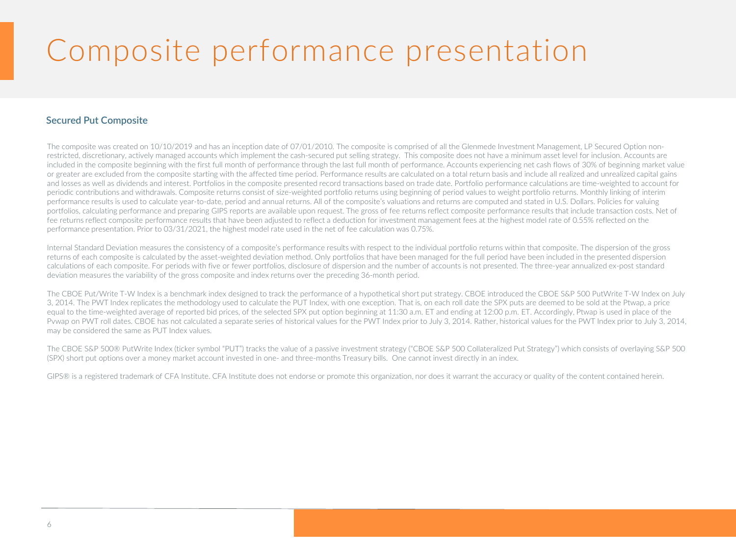# Composite performance presentation

## Secured Put Composite

The composite was created on 10/10/2019 and has an inception date of 07/01/2010. The composite is comprised of all the Glenmede Investment Management, LP Secured Option non-restricted, discretionary, actively managed accounts which implement the cash-secured put selling strategy. This composite does not have a minimum asset level for inclusion. Accounts are included in the composite beginning with the first full month of performance through the last full month of performance. Accounts experiencing net cash flows of 30% of beginning market value or greater are excluded from the composite starting with the affected time period. Performance results are calculated on a total return basis and include all realized and unrealized capital gains and losses as well as dividends and interest. Portfolios in the composite presented record transactions based on trade date. Portfolio performance calculations are time-weighted to account for periodic contributions and withdrawals. Composite returns consist of size-weighted portfolio returns using beginning of period values to weight portfolio returns. Monthly linking of interim performance results is used to calculate year-to-date, period and annual returns. All of the composite's valuations and returns are computed and stated in U.S. Dollars. Policies for valuing portfolios, calculating performance and preparing GIPS reports are available upon request. The gross of fee returns reflect composite performance results that include transaction costs. Net of fee returns reflect composite performance results that have been adjusted to reflect a deduction for investment management fees at the highest model rate of 0.55% reflected on the performance presentation. Prior to 03/31/2021, the highest model rate used in the net of fee calculation was 0.75%.

Internal Standard Deviation measures the consistency of a composite's performance results with respect to the individual portfolio returns within that composite. The dispersion of the gross returns of each composite is calculated by the asset-weighted deviation method. Only portfolios that have been managed for the full period have been included in the presented dispersion calculations of each composite. For periods with five or fewer portfolios, disclosure of dispersion and the number of accounts is not presented. The three-year annualized ex-post standard deviation measures the variability of the gross composite and index returns over the preceding 36-month period.

The CBOE Put/Write T-W Index is a benchmark index designed to track the performance of a hypothetical short put strategy. CBOE introduced the CBOE S&P 500 PutWrite T-W Index on July 3, 2014. The PWT Index replicates the methodology used to calculate the PUT Index, with one exception. That is, on each roll date the SPX puts are deemed to be sold at the Ptwap, a price equal to the time-weighted average of reported bid prices, of the selected SPX put option beginning at 11:30 a.m. ET and ending at 12:00 p.m. ET. Accordingly, Ptwap is used in place of the Pvwap on PWT roll dates. CBOE has not calculated a separate series of historical values for the PWT Index prior to July 3, 2014. Rather, historical values for the PWT Index prior to July 3, 2014, may be considered the same as PUT Index values.

The CBOE S&P 500® PutWrite Index (ticker symbol "PUT") tracks the value of a passive investment strategy ("CBOE S&P 500 Collateralized Put Strategy") which consists of overlaying S&P 500 (SPX) short put options over a money market account invested in one- and three-months Treasury bills. One cannot invest directly in an index.

GIPS® is a registered trademark of CFA Institute. CFA Institute does not endorse or promote this organization, nor does it warrant the accuracy or quality of the content contained herein.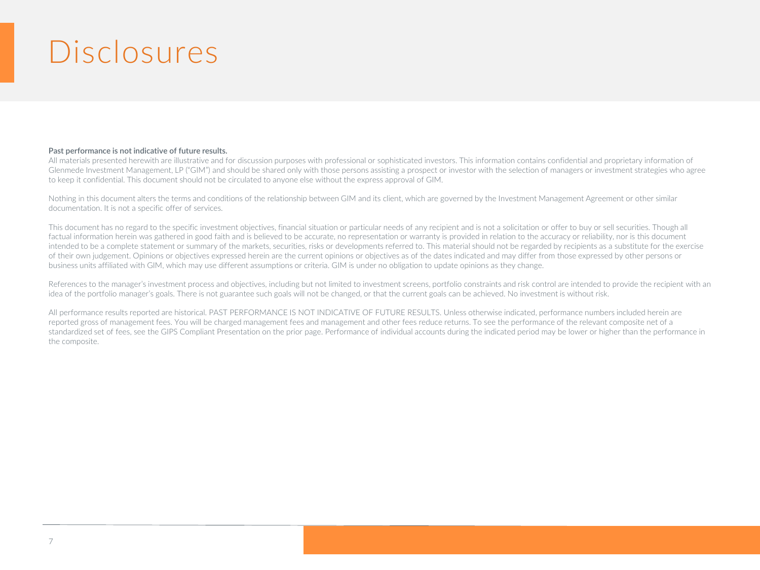# Disclosures

**Past performance is not indicative of future results.**

All materials presented herewith are illustrative and for discussion purposes with professional or sophisticated investors. This information contains confidential and proprietary information of Glenmede Investment Management, LP ("GIM") and should be shared only with those persons assisting a prospect or investor with the selection of managers or investment strategies who agree to keep it confidential. This document should not be circulated to anyone else without the express approval of GIM.

Nothing in this document alters the terms and conditions of the relationship between GIM and its client, which are governed by the Investment Management Agreement or other similar documentation. It is not a specific offer of services.

This document has no regard to the specific investment objectives, financial situation or particular needs of any recipient and is not a solicitation or offer to buy or sell securities. Though all factual information herein was gathered in good faith and is believed to be accurate, no representation or warranty is provided in relation to the accuracy or reliability, nor is this document intended to be a complete statement or summary of the markets, securities, risks or developments referred to. This material should not be regarded by recipients as a substitute for the exercise of their own judgement. Opinions or objectives expressed herein are the current opinions or objectives as of the dates indicated and may differ from those expressed by other persons or business units affiliated with GIM, which may use different assumptions or criteria. GIM is under no obligation to update opinions as they change.

References to the manager's investment process and objectives, including but not limited to investment screens, portfolio constraints and risk control are intended to provide the recipient with an idea of the portfolio manager's goals. There is not guarantee such goals will not be changed, or that the current goals can be achieved. No investment is without risk.

All performance results reported are historical. PAST PERFORMANCE IS NOT INDICATIVE OF FUTURE RESULTS. Unless otherwise indicated, performance numbers included herein are reported gross of management fees. You will be charged management fees and management and other fees reduce returns. To see the performance of the relevant composite net of a standardized set of fees, see the GIPS Compliant Presentation on the prior page. Performance of individual accounts during the indicated period may be lower or higher than the performance in the composite.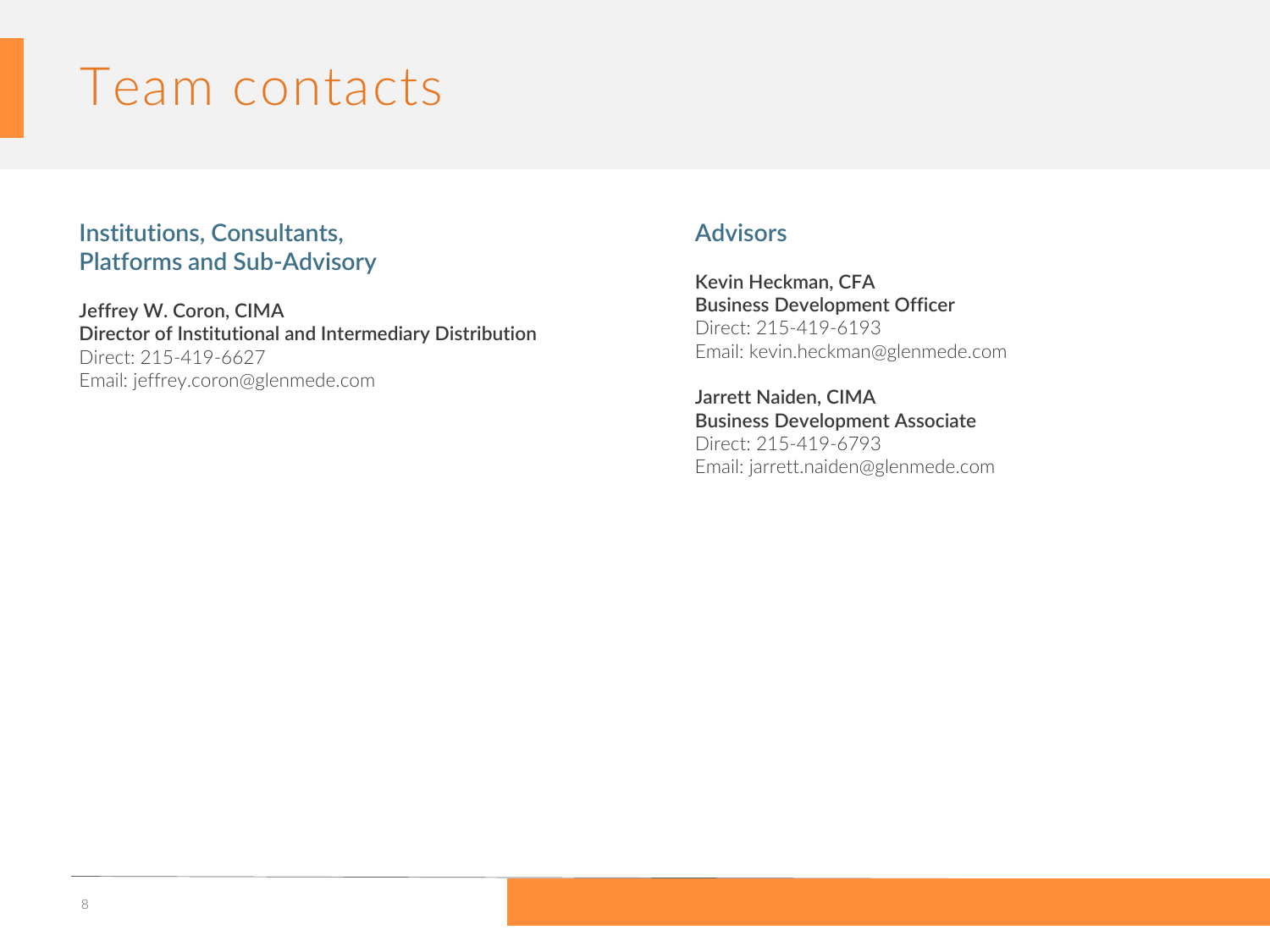# Team contacts

## Institutions, Consultants, Platforms and Sub-Advisory

**Jeffrey W. Coron, CIMA**
**Director of Institutional and Intermediary Distribution**
Direct: 215-419-6627
Email: jeffrey.coron@glenmede.com

## Advisors

**Kevin Heckman, CFA**
**Business Development Officer**
Direct: 215-419-6193
Email: kevin.heckman@glenmede.com

**Jarrett Naiden, CIMA**
**Business Development Associate**
Direct: 215-419-6793
Email: jarrett.naiden@glenmede.com